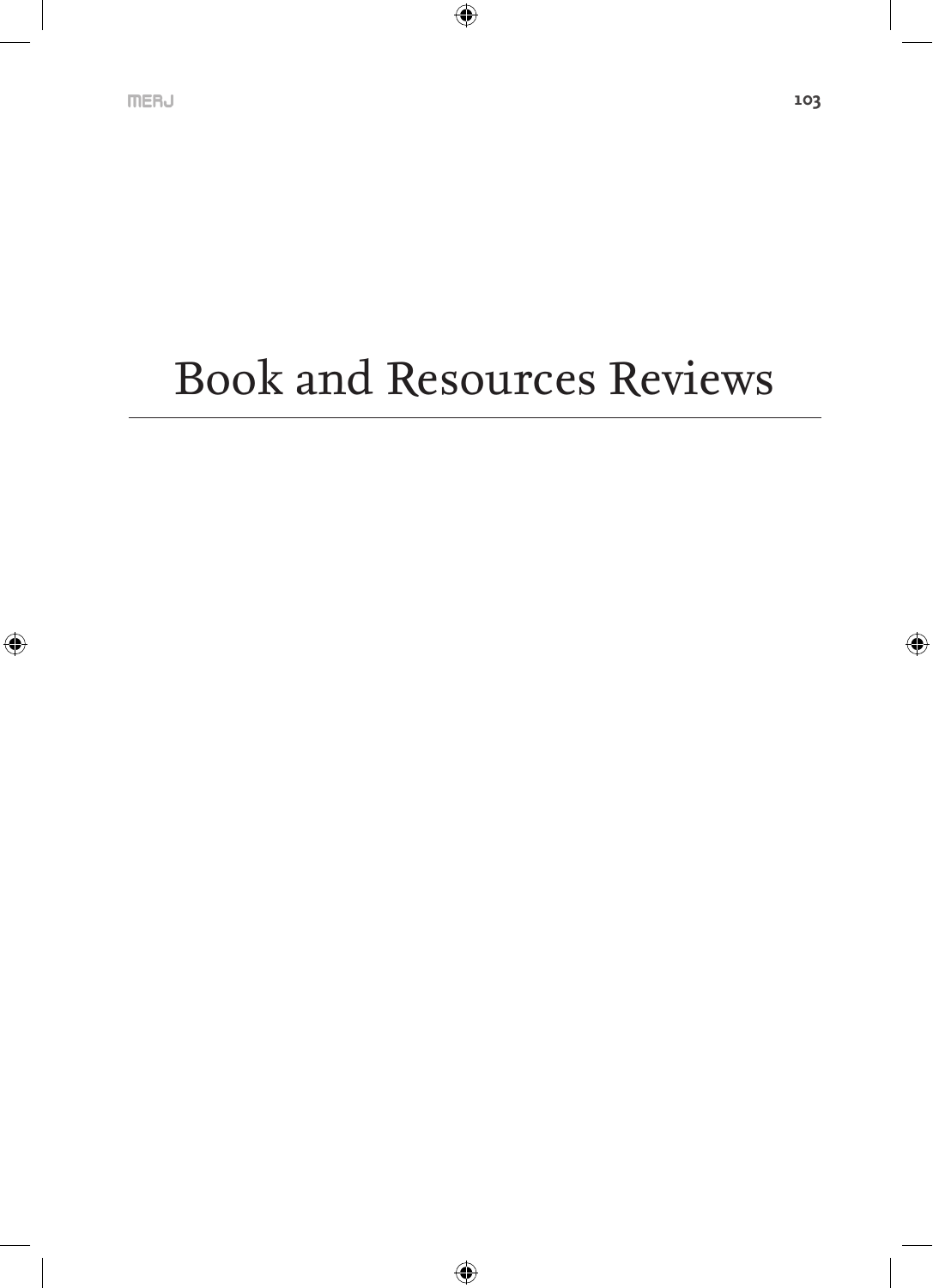# Book and Resources Reviews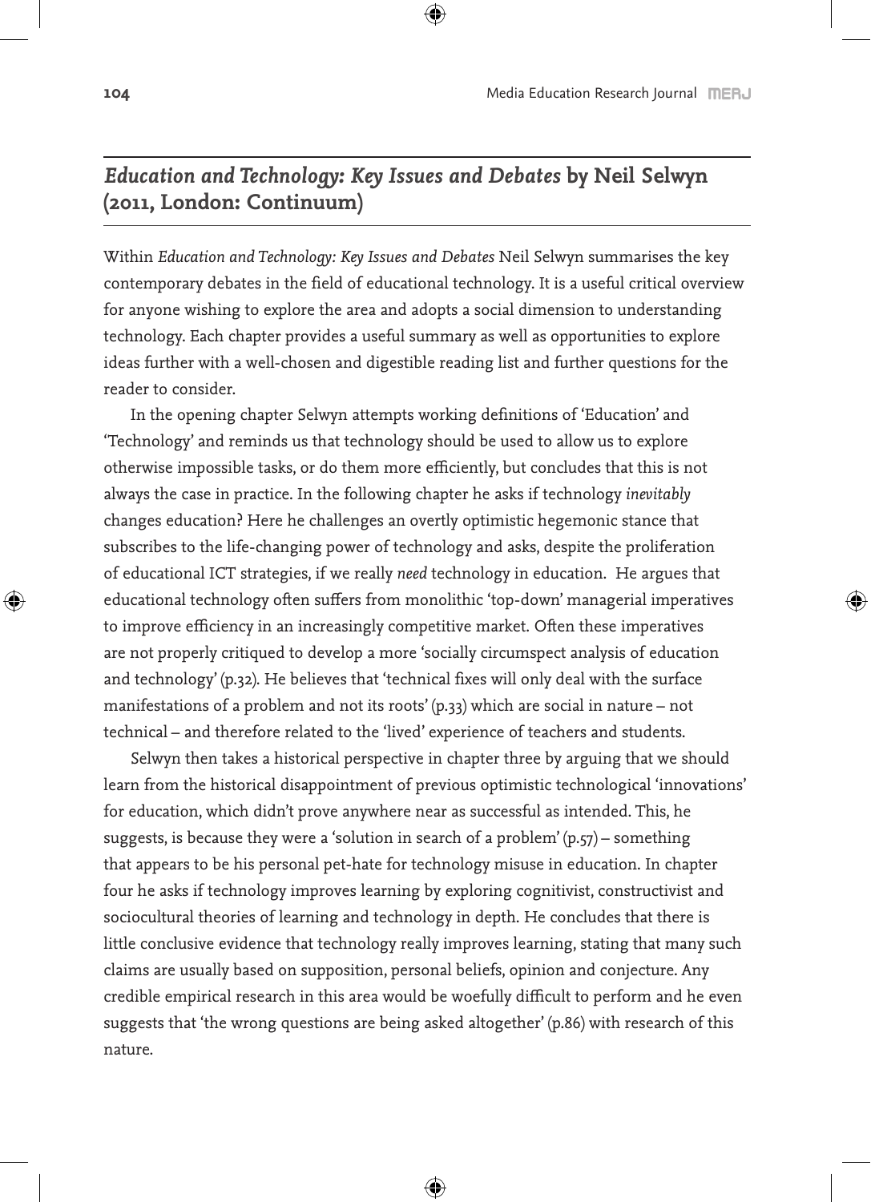## *Education and Technology: Key Issues and Debates* by Neil Selwyn (2011, London: Continuum)

Within *Education and Technology: Key Issues and Debates* Neil Selwyn summarises the key contemporary debates in the field of educational technology. It is a useful critical overview for anyone wishing to explore the area and adopts a social dimension to understanding technology. Each chapter provides a useful summary as well as opportunities to explore ideas further with a well-chosen and digestible reading list and further questions for the reader to consider.

In the opening chapter Selwyn attempts working definitions of 'Education' and 'Technology' and reminds us that technology should be used to allow us to explore otherwise impossible tasks, or do them more efficiently, but concludes that this is not always the case in practice. In the following chapter he asks if technology *inevitably* changes education? Here he challenges an overtly optimistic hegemonic stance that subscribes to the life-changing power of technology and asks, despite the proliferation of educational ICT strategies, if we really *need* technology in education. He argues that educational technology often suffers from monolithic 'top-down' managerial imperatives to improve efficiency in an increasingly competitive market. Often these imperatives are not properly critiqued to develop a more 'socially circumspect analysis of education and technology' (p.32). He believes that 'technical fixes will only deal with the surface manifestations of a problem and not its roots' (p.33) which are social in nature – not technical – and therefore related to the 'lived' experience of teachers and students.

Selwyn then takes a historical perspective in chapter three by arguing that we should learn from the historical disappointment of previous optimistic technological 'innovations' for education, which didn't prove anywhere near as successful as intended. This, he suggests, is because they were a 'solution in search of a problem' (p.57) – something that appears to be his personal pet-hate for technology misuse in education. In chapter four he asks if technology improves learning by exploring cognitivist, constructivist and sociocultural theories of learning and technology in depth. He concludes that there is little conclusive evidence that technology really improves learning, stating that many such claims are usually based on supposition, personal beliefs, opinion and conjecture. Any credible empirical research in this area would be woefully difficult to perform and he even suggests that 'the wrong questions are being asked altogether' (p.86) with research of this nature.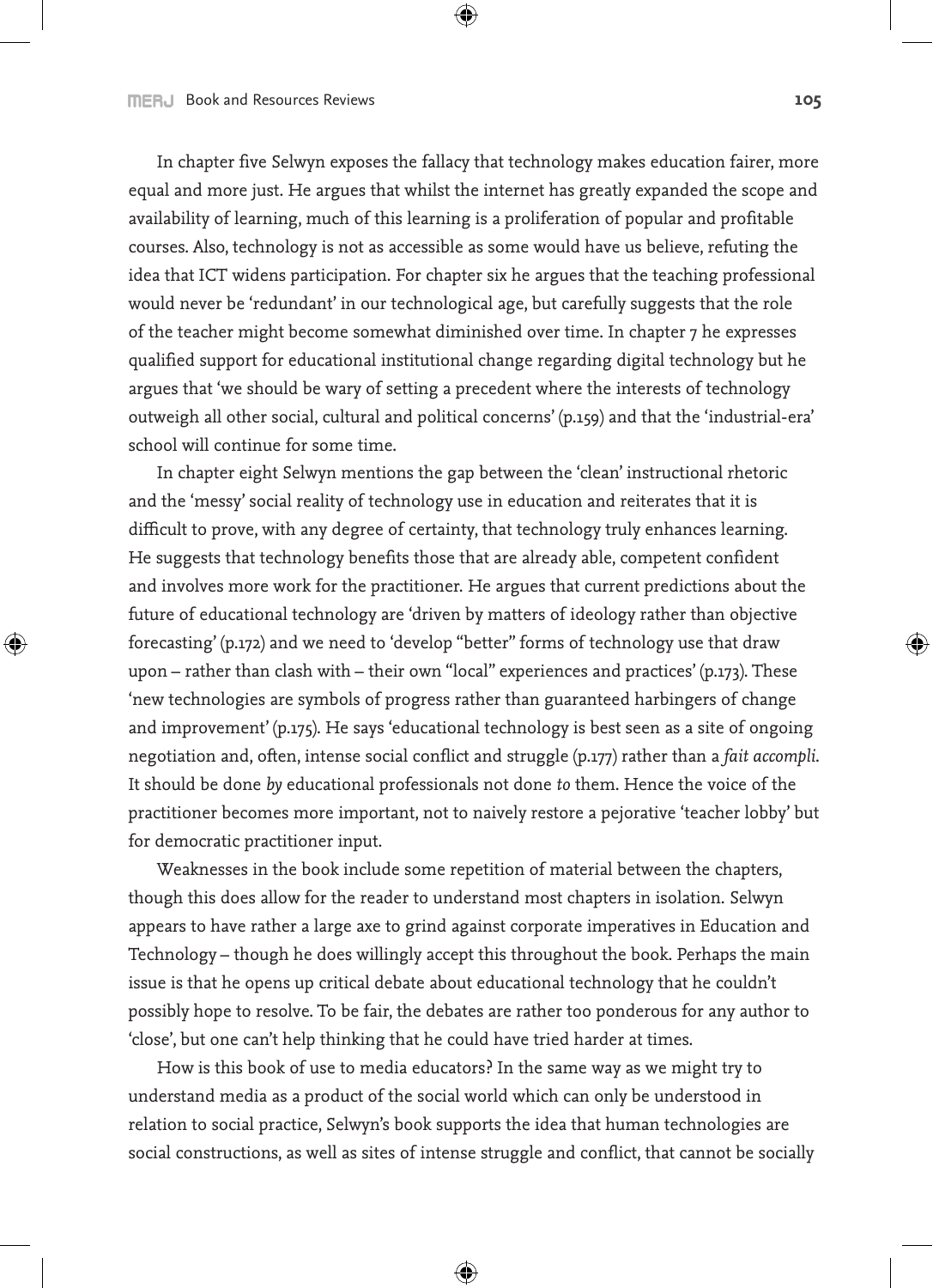In chapter five Selwyn exposes the fallacy that technology makes education fairer, more equal and more just. He argues that whilst the internet has greatly expanded the scope and availability of learning, much of this learning is a proliferation of popular and profitable courses. Also, technology is not as accessible as some would have us believe, refuting the idea that ICT widens participation. For chapter six he argues that the teaching professional would never be 'redundant' in our technological age, but carefully suggests that the role of the teacher might become somewhat diminished over time. In chapter 7 he expresses qualified support for educational institutional change regarding digital technology but he argues that 'we should be wary of setting a precedent where the interests of technology outweigh all other social, cultural and political concerns' (p.159) and that the 'industrial-era' school will continue for some time.

In chapter eight Selwyn mentions the gap between the 'clean' instructional rhetoric and the 'messy' social reality of technology use in education and reiterates that it is difficult to prove, with any degree of certainty, that technology truly enhances learning. He suggests that technology benefits those that are already able, competent confident and involves more work for the practitioner. He argues that current predictions about the future of educational technology are 'driven by matters of ideology rather than objective forecasting' (p.172) and we need to 'develop "better" forms of technology use that draw upon – rather than clash with – their own "local" experiences and practices' (p.173). These 'new technologies are symbols of progress rather than guaranteed harbingers of change and improvement' (p.175). He says 'educational technology is best seen as a site of ongoing negotiation and, often, intense social conflict and struggle (p.177) rather than a *fait accompli*. It should be done *by* educational professionals not done *to* them. Hence the voice of the practitioner becomes more important, not to naively restore a pejorative 'teacher lobby' but for democratic practitioner input.

Weaknesses in the book include some repetition of material between the chapters, though this does allow for the reader to understand most chapters in isolation. Selwyn appears to have rather a large axe to grind against corporate imperatives in Education and Technology – though he does willingly accept this throughout the book. Perhaps the main issue is that he opens up critical debate about educational technology that he couldn't possibly hope to resolve. To be fair, the debates are rather too ponderous for any author to 'close', but one can't help thinking that he could have tried harder at times.

How is this book of use to media educators? In the same way as we might try to understand media as a product of the social world which can only be understood in relation to social practice, Selwyn's book supports the idea that human technologies are social constructions, as well as sites of intense struggle and conflict, that cannot be socially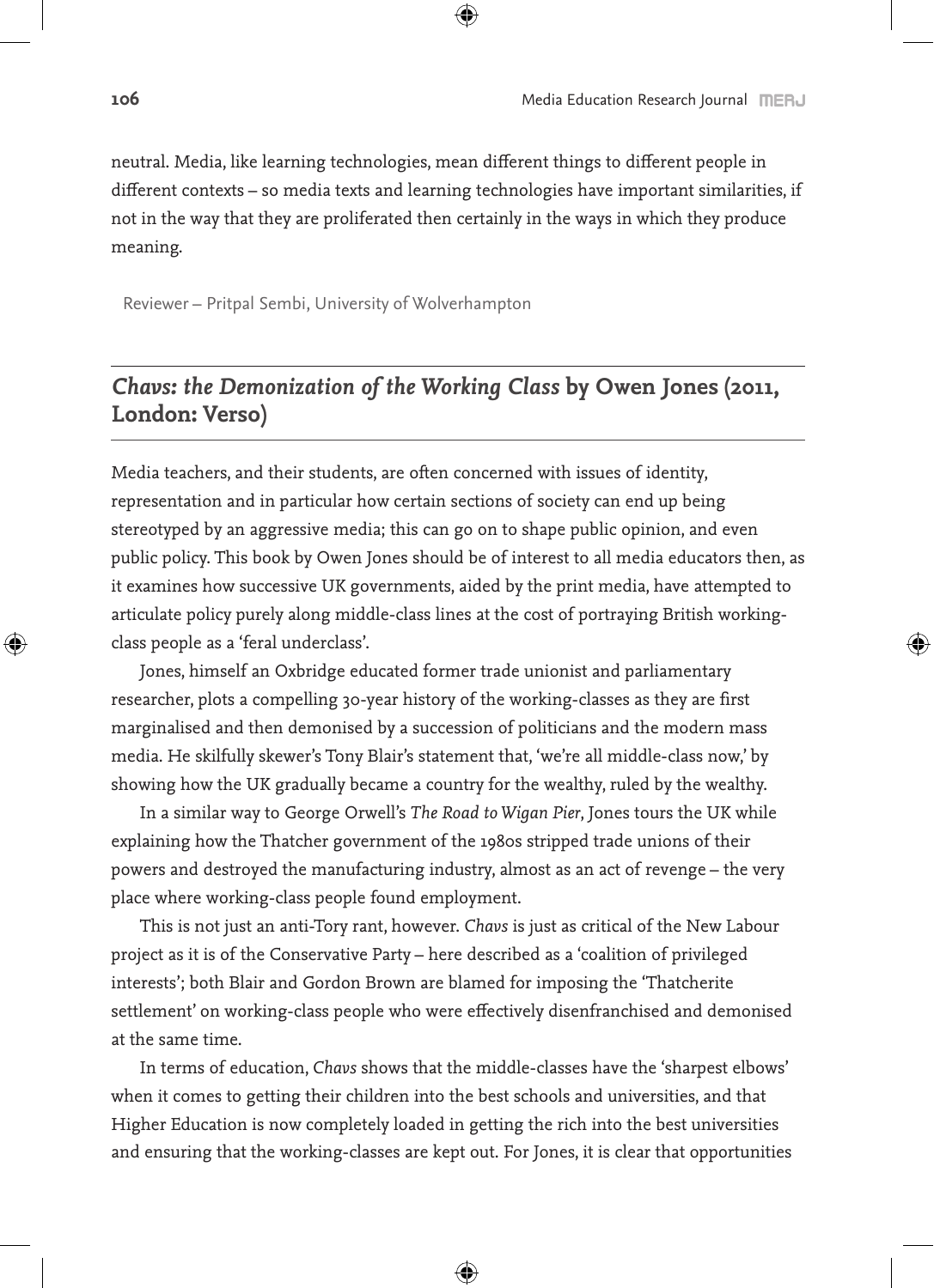neutral. Media, like learning technologies, mean different things to different people in different contexts – so media texts and learning technologies have important similarities, if not in the way that they are proliferated then certainly in the ways in which they produce meaning.

Reviewer – Pritpal Sembi, University of Wolverhampton

## *Chavs: the Demonization of the Working Class* by Owen Jones (2011, London: Verso)

Media teachers, and their students, are often concerned with issues of identity, representation and in particular how certain sections of society can end up being stereotyped by an aggressive media; this can go on to shape public opinion, and even public policy. This book by Owen Jones should be of interest to all media educators then, as it examines how successive UK governments, aided by the print media, have attempted to articulate policy purely along middle-class lines at the cost of portraying British working-class people as a 'feral underclass'.

Jones, himself an Oxbridge educated former trade unionist and parliamentary researcher, plots a compelling 30-year history of the working-classes as they are first marginalised and then demonised by a succession of politicians and the modern mass media. He skilfully skewer's Tony Blair's statement that, 'we're all middle-class now,' by showing how the UK gradually became a country for the wealthy, ruled by the wealthy.

In a similar way to George Orwell's *The Road to Wigan Pier*, Jones tours the UK while explaining how the Thatcher government of the 1980s stripped trade unions of their powers and destroyed the manufacturing industry, almost as an act of revenge – the very place where working-class people found employment.

This is not just an anti-Tory rant, however. *Chavs* is just as critical of the New Labour project as it is of the Conservative Party – here described as a 'coalition of privileged interests'; both Blair and Gordon Brown are blamed for imposing the 'Thatcherite settlement' on working-class people who were effectively disenfranchised and demonised at the same time.

In terms of education, *Chavs* shows that the middle-classes have the 'sharpest elbows' when it comes to getting their children into the best schools and universities, and that Higher Education is now completely loaded in getting the rich into the best universities and ensuring that the working-classes are kept out. For Jones, it is clear that opportunities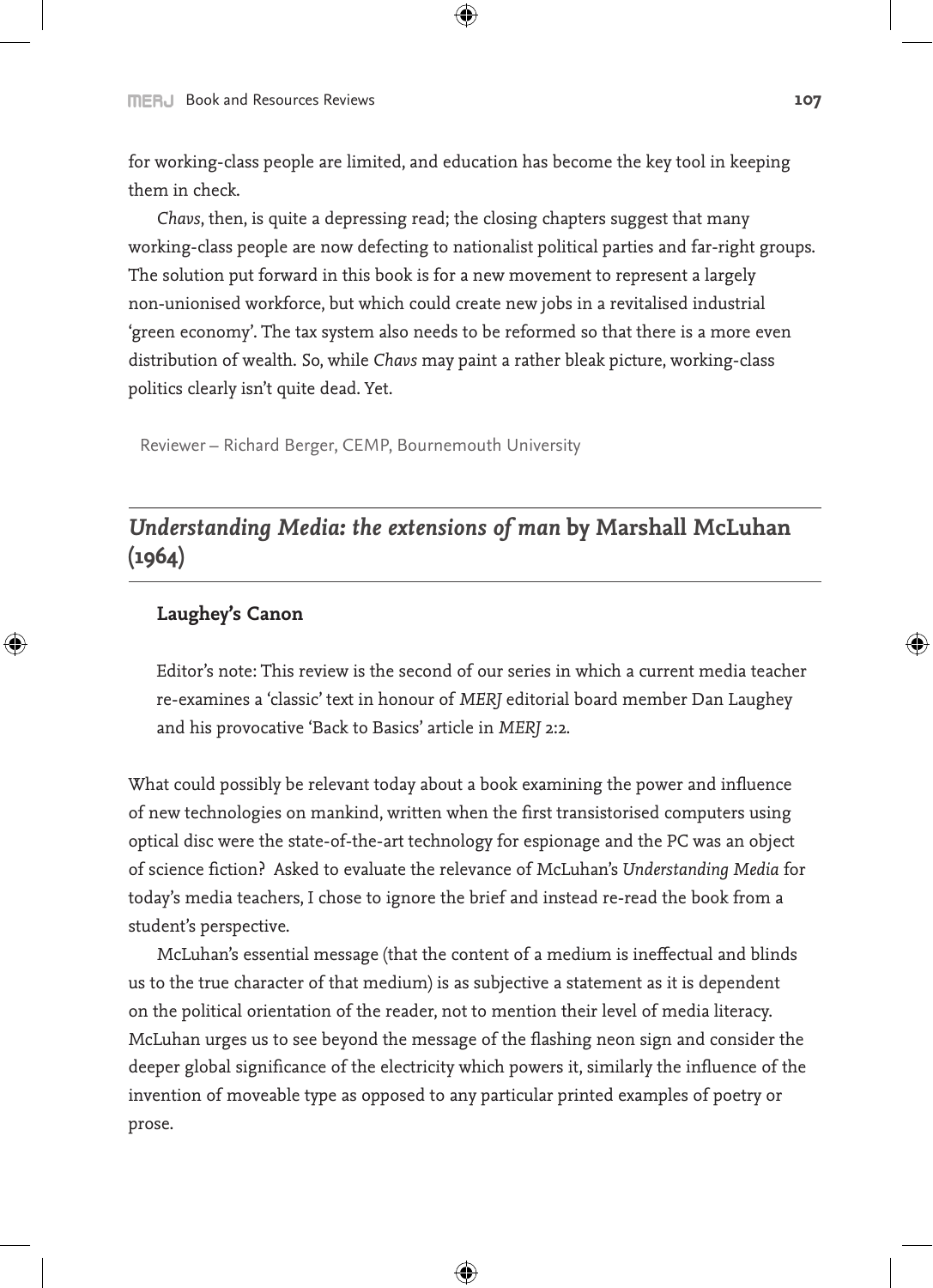for working-class people are limited, and education has become the key tool in keeping them in check.

*Chavs*, then, is quite a depressing read; the closing chapters suggest that many working-class people are now defecting to nationalist political parties and far-right groups. The solution put forward in this book is for a new movement to represent a largely non-unionised workforce, but which could create new jobs in a revitalised industrial 'green economy'. The tax system also needs to be reformed so that there is a more even distribution of wealth. So, while *Chavs* may paint a rather bleak picture, working-class politics clearly isn't quite dead. Yet.

Reviewer – Richard Berger, CEMP, Bournemouth University

## *Understanding Media: the extensions of man* by Marshall McLuhan (1964)

**Laughey's Canon**

Editor's note: This review is the second of our series in which a current media teacher re-examines a 'classic' text in honour of *MERJ* editorial board member Dan Laughey and his provocative 'Back to Basics' article in *MERJ* 2:2.

What could possibly be relevant today about a book examining the power and influence of new technologies on mankind, written when the first transistorised computers using optical disc were the state-of-the-art technology for espionage and the PC was an object of science fiction? Asked to evaluate the relevance of McLuhan's *Understanding Media* for today's media teachers, I chose to ignore the brief and instead re-read the book from a student's perspective.

McLuhan's essential message (that the content of a medium is ineffectual and blinds us to the true character of that medium) is as subjective a statement as it is dependent on the political orientation of the reader, not to mention their level of media literacy. McLuhan urges us to see beyond the message of the flashing neon sign and consider the deeper global significance of the electricity which powers it, similarly the influence of the invention of moveable type as opposed to any particular printed examples of poetry or prose.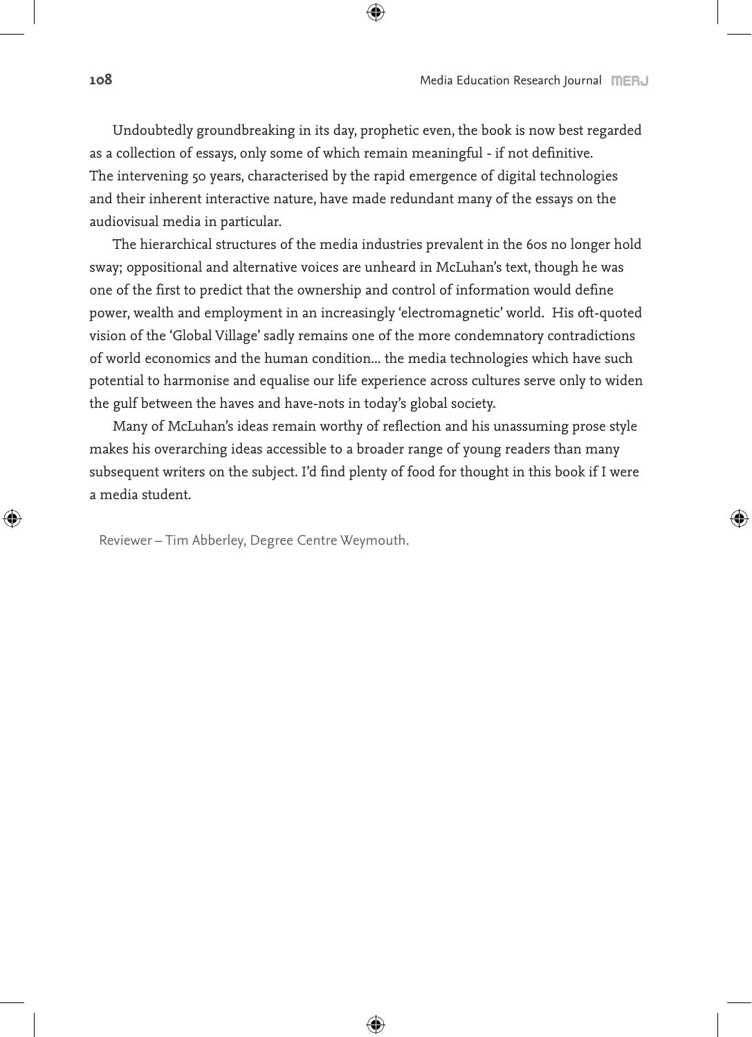Undoubtedly groundbreaking in its day, prophetic even, the book is now best regarded as a collection of essays, only some of which remain meaningful - if not definitive. The intervening 50 years, characterised by the rapid emergence of digital technologies and their inherent interactive nature, have made redundant many of the essays on the audiovisual media in particular.

The hierarchical structures of the media industries prevalent in the 60s no longer hold sway; oppositional and alternative voices are unheard in McLuhan's text, though he was one of the first to predict that the ownership and control of information would define power, wealth and employment in an increasingly 'electromagnetic' world. His oft-quoted vision of the 'Global Village' sadly remains one of the more condemnatory contradictions of world economics and the human condition... the media technologies which have such potential to harmonise and equalise our life experience across cultures serve only to widen the gulf between the haves and have-nots in today's global society.

Many of McLuhan's ideas remain worthy of reflection and his unassuming prose style makes his overarching ideas accessible to a broader range of young readers than many subsequent writers on the subject. I'd find plenty of food for thought in this book if I were a media student.

Reviewer – Tim Abberley, Degree Centre Weymouth.